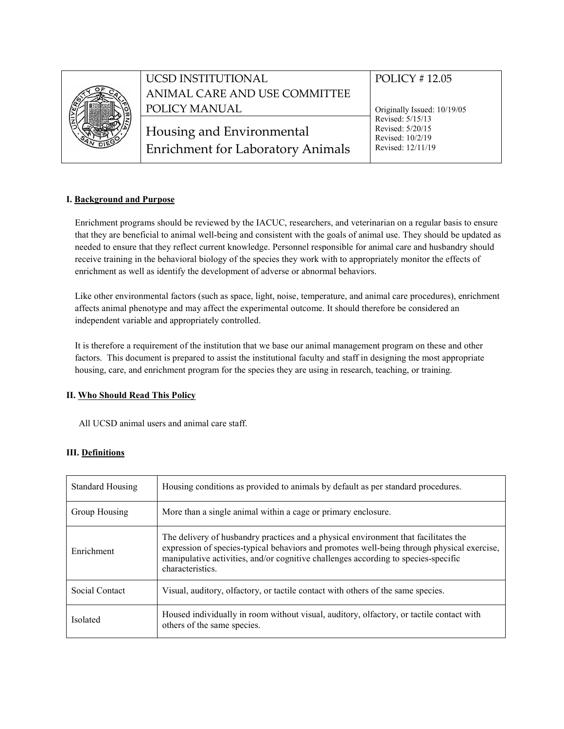| | UCSD INSTITUTIONAL ANIMAL CARE AND USE COMMITTEE POLICY MANUAL | POLICY # 12.05 |
|---|---|---|
| | Housing and Environmental Enrichment for Laboratory Animals | Originally Issued: 10/19/05<br>Revised: 5/15/13<br>Revised: 5/20/15<br>Revised: 10/2/19<br>Revised: 12/11/19 |

## I. Background and Purpose

Enrichment programs should be reviewed by the IACUC, researchers, and veterinarian on a regular basis to ensure that they are beneficial to animal well-being and consistent with the goals of animal use. They should be updated as needed to ensure that they reflect current knowledge. Personnel responsible for animal care and husbandry should receive training in the behavioral biology of the species they work with to appropriately monitor the effects of enrichment as well as identify the development of adverse or abnormal behaviors.

Like other environmental factors (such as space, light, noise, temperature, and animal care procedures), enrichment affects animal phenotype and may affect the experimental outcome. It should therefore be considered an independent variable and appropriately controlled.

It is therefore a requirement of the institution that we base our animal management program on these and other factors. This document is prepared to assist the institutional faculty and staff in designing the most appropriate housing, care, and enrichment program for the species they are using in research, teaching, or training.

## II. Who Should Read This Policy

All UCSD animal users and animal care staff.

## III. Definitions

| Term | Definition |
|---|---|
| Standard Housing | Housing conditions as provided to animals by default as per standard procedures. |
| Group Housing | More than a single animal within a cage or primary enclosure. |
| Enrichment | The delivery of husbandry practices and a physical environment that facilitates the expression of species-typical behaviors and promotes well-being through physical exercise, manipulative activities, and/or cognitive challenges according to species-specific characteristics. |
| Social Contact | Visual, auditory, olfactory, or tactile contact with others of the same species. |
| Isolated | Housed individually in room without visual, auditory, olfactory, or tactile contact with others of the same species. |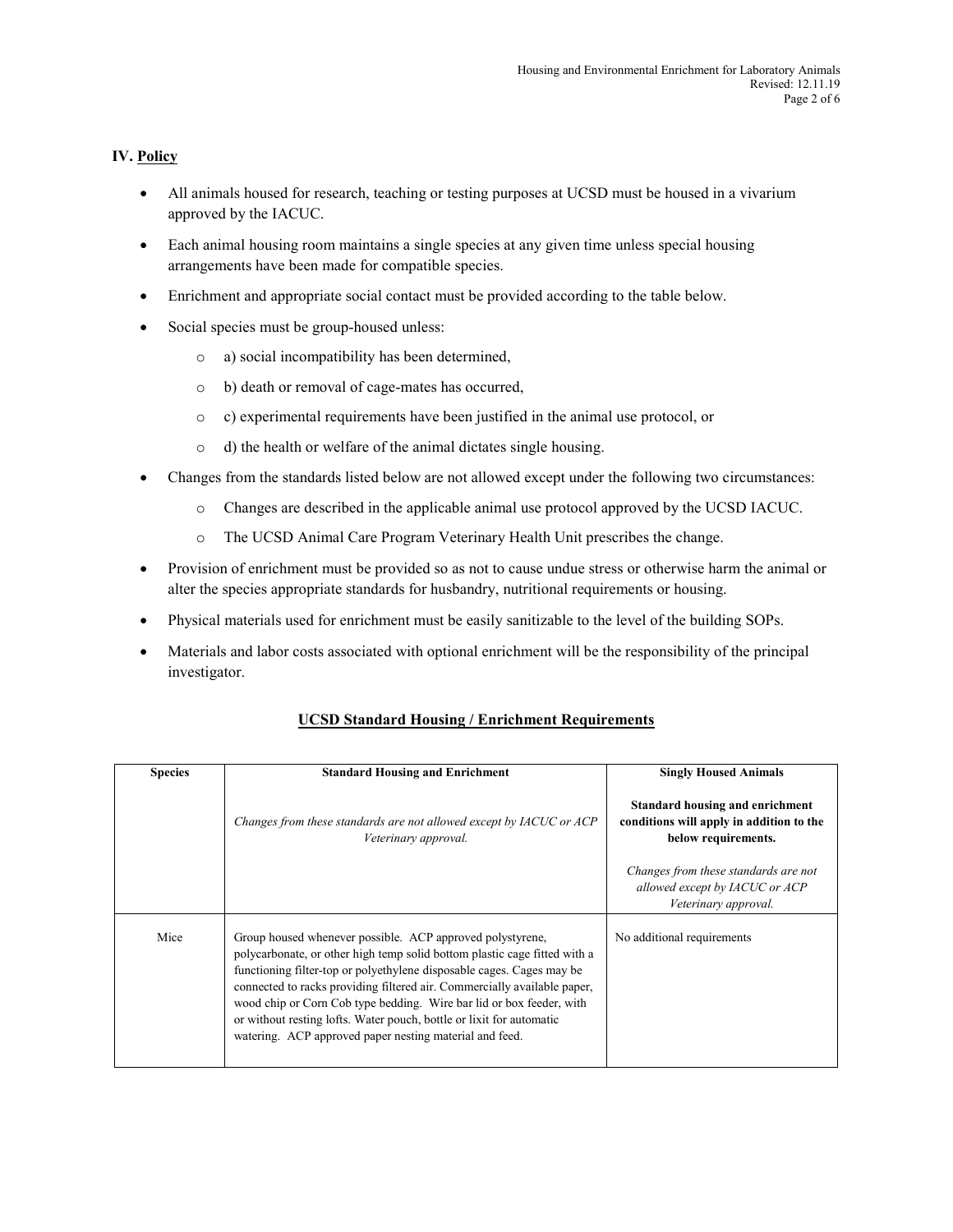## IV. **Policy**

- All animals housed for research, teaching or testing purposes at UCSD must be housed in a vivarium approved by the IACUC.
- Each animal housing room maintains a single species at any given time unless special housing arrangements have been made for compatible species.
- Enrichment and appropriate social contact must be provided according to the table below.
- Social species must be group-housed unless:
  - a) social incompatibility has been determined,
  - b) death or removal of cage-mates has occurred,
  - c) experimental requirements have been justified in the animal use protocol, or
  - d) the health or welfare of the animal dictates single housing.
- Changes from the standards listed below are not allowed except under the following two circumstances:
  - Changes are described in the applicable animal use protocol approved by the UCSD IACUC.
  - The UCSD Animal Care Program Veterinary Health Unit prescribes the change.
- Provision of enrichment must be provided so as not to cause undue stress or otherwise harm the animal or alter the species appropriate standards for husbandry, nutritional requirements or housing.
- Physical materials used for enrichment must be easily sanitizable to the level of the building SOPs.
- Materials and labor costs associated with optional enrichment will be the responsibility of the principal investigator.

### **UCSD Standard Housing / Enrichment Requirements**

| **Species** | **Standard Housing and Enrichment**<br><br>*Changes from these standards are not allowed except by IACUC or ACP Veterinary approval.* | **Singly Housed Animals**<br><br>**Standard housing and enrichment conditions will apply in addition to the below requirements.**<br><br>*Changes from these standards are not allowed except by IACUC or ACP Veterinary approval.* |
|---|---|---|
| Mice | Group housed whenever possible. ACP approved polystyrene, polycarbonate, or other high temp solid bottom plastic cage fitted with a functioning filter-top or polyethylene disposable cages. Cages may be connected to racks providing filtered air. Commercially available paper, wood chip or Corn Cob type bedding. Wire bar lid or box feeder, with or without resting lofts. Water pouch, bottle or lixit for automatic watering. ACP approved paper nesting material and feed. | No additional requirements |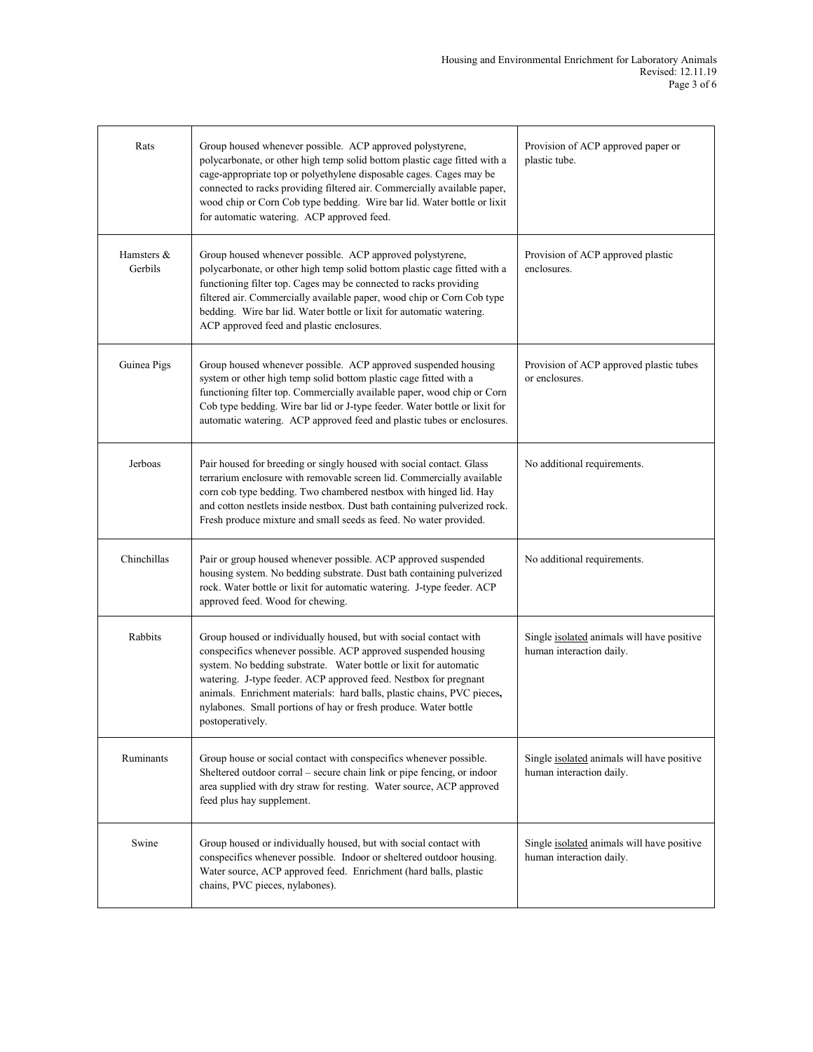| | | |
|---|---|---|
| Rats | Group housed whenever possible. ACP approved polystyrene, polycarbonate, or other high temp solid bottom plastic cage fitted with a cage-appropriate top or polyethylene disposable cages. Cages may be connected to racks providing filtered air. Commercially available paper, wood chip or Corn Cob type bedding. Wire bar lid. Water bottle or lixit for automatic watering. ACP approved feed. | Provision of ACP approved paper or plastic tube. |
| Hamsters & Gerbils | Group housed whenever possible. ACP approved polystyrene, polycarbonate, or other high temp solid bottom plastic cage fitted with a functioning filter top. Cages may be connected to racks providing filtered air. Commercially available paper, wood chip or Corn Cob type bedding. Wire bar lid. Water bottle or lixit for automatic watering. ACP approved feed and plastic enclosures. | Provision of ACP approved plastic enclosures. |
| Guinea Pigs | Group housed whenever possible. ACP approved suspended housing system or other high temp solid bottom plastic cage fitted with a functioning filter top. Commercially available paper, wood chip or Corn Cob type bedding. Wire bar lid or J-type feeder. Water bottle or lixit for automatic watering. ACP approved feed and plastic tubes or enclosures. | Provision of ACP approved plastic tubes or enclosures. |
| Jerboas | Pair housed for breeding or singly housed with social contact. Glass terrarium enclosure with removable screen lid. Commercially available corn cob type bedding. Two chambered nestbox with hinged lid. Hay and cotton nestlets inside nestbox. Dust bath containing pulverized rock. Fresh produce mixture and small seeds as feed. No water provided. | No additional requirements. |
| Chinchillas | Pair or group housed whenever possible. ACP approved suspended housing system. No bedding substrate. Dust bath containing pulverized rock. Water bottle or lixit for automatic watering. J-type feeder. ACP approved feed. Wood for chewing. | No additional requirements. |
| Rabbits | Group housed or individually housed, but with social contact with conspecifics whenever possible. ACP approved suspended housing system. No bedding substrate. Water bottle or lixit for automatic watering. J-type feeder. ACP approved feed. Nestbox for pregnant animals. Enrichment materials: hard balls, plastic chains, PVC pieces, nylabones. Small portions of hay or fresh produce. Water bottle postoperatively. | Single isolated animals will have positive human interaction daily. |
| Ruminants | Group house or social contact with conspecifics whenever possible. Sheltered outdoor corral – secure chain link or pipe fencing, or indoor area supplied with dry straw for resting. Water source, ACP approved feed plus hay supplement. | Single isolated animals will have positive human interaction daily. |
| Swine | Group housed or individually housed, but with social contact with conspecifics whenever possible. Indoor or sheltered outdoor housing. Water source, ACP approved feed. Enrichment (hard balls, plastic chains, PVC pieces, nylabones). | Single isolated animals will have positive human interaction daily. |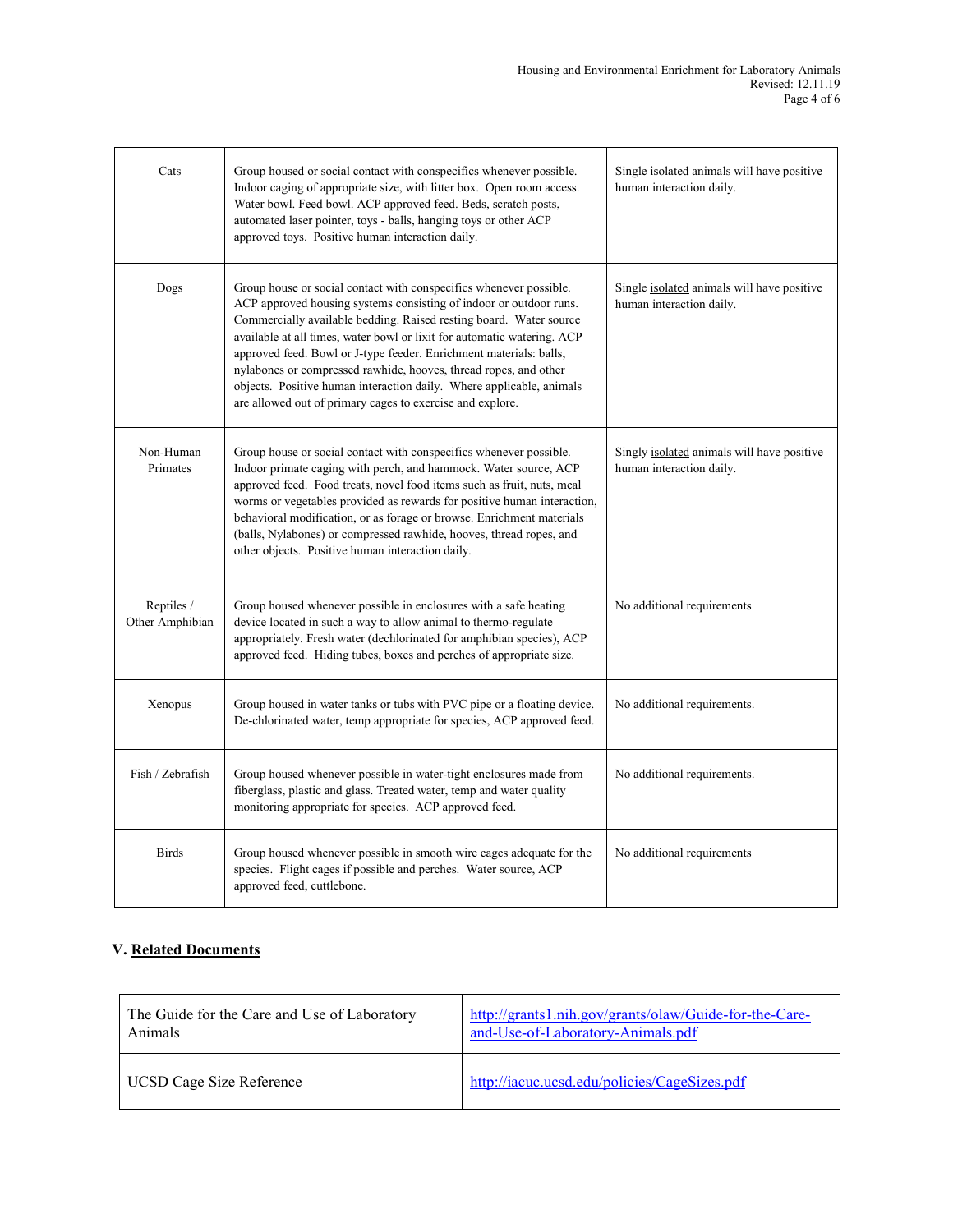| | | |
|---|---|---|
| Cats | Group housed or social contact with conspecifics whenever possible. Indoor caging of appropriate size, with litter box. Open room access. Water bowl. Feed bowl. ACP approved feed. Beds, scratch posts, automated laser pointer, toys - balls, hanging toys or other ACP approved toys. Positive human interaction daily. | Single <u>isolated</u> animals will have positive human interaction daily. |
| Dogs | Group house or social contact with conspecifics whenever possible. ACP approved housing systems consisting of indoor or outdoor runs. Commercially available bedding. Raised resting board. Water source available at all times, water bowl or lixit for automatic watering. ACP approved feed. Bowl or J-type feeder. Enrichment materials: balls, nylabones or compressed rawhide, hooves, thread ropes, and other objects. Positive human interaction daily. Where applicable, animals are allowed out of primary cages to exercise and explore. | Single <u>isolated</u> animals will have positive human interaction daily. |
| Non-Human Primates | Group house or social contact with conspecifics whenever possible. Indoor primate caging with perch, and hammock. Water source, ACP approved feed. Food treats, novel food items such as fruit, nuts, meal worms or vegetables provided as rewards for positive human interaction, behavioral modification, or as forage or browse. Enrichment materials (balls, Nylabones) or compressed rawhide, hooves, thread ropes, and other objects. Positive human interaction daily. | Singly <u>isolated</u> animals will have positive human interaction daily. |
| Reptiles / Other Amphibian | Group housed whenever possible in enclosures with a safe heating device located in such a way to allow animal to thermo-regulate appropriately. Fresh water (dechlorinated for amphibian species), ACP approved feed. Hiding tubes, boxes and perches of appropriate size. | No additional requirements |
| Xenopus | Group housed in water tanks or tubs with PVC pipe or a floating device. De-chlorinated water, temp appropriate for species, ACP approved feed. | No additional requirements. |
| Fish / Zebrafish | Group housed whenever possible in water-tight enclosures made from fiberglass, plastic and glass. Treated water, temp and water quality monitoring appropriate for species. ACP approved feed. | No additional requirements. |
| Birds | Group housed whenever possible in smooth wire cages adequate for the species. Flight cages if possible and perches. Water source, ACP approved feed, cuttlebone. | No additional requirements |

## V. Related Documents

| | |
|---|---|
| The Guide for the Care and Use of Laboratory Animals | http://grants1.nih.gov/grants/olaw/Guide-for-the-Care-and-Use-of-Laboratory-Animals.pdf |
| UCSD Cage Size Reference | http://iacuc.ucsd.edu/policies/CageSizes.pdf |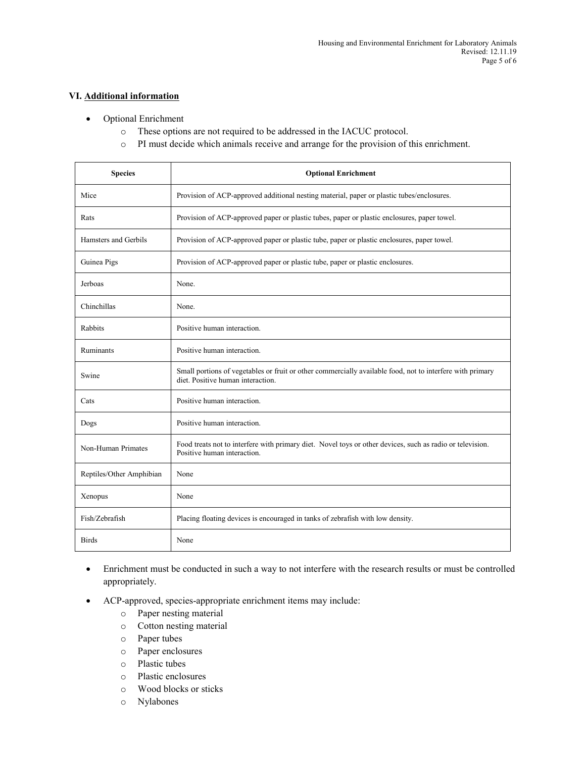## VI. Additional information

- Optional Enrichment
  - These options are not required to be addressed in the IACUC protocol.
  - PI must decide which animals receive and arrange for the provision of this enrichment.

| Species | Optional Enrichment |
|---|---|
| Mice | Provision of ACP-approved additional nesting material, paper or plastic tubes/enclosures. |
| Rats | Provision of ACP-approved paper or plastic tubes, paper or plastic enclosures, paper towel. |
| Hamsters and Gerbils | Provision of ACP-approved paper or plastic tube, paper or plastic enclosures, paper towel. |
| Guinea Pigs | Provision of ACP-approved paper or plastic tube, paper or plastic enclosures. |
| Jerboas | None. |
| Chinchillas | None. |
| Rabbits | Positive human interaction. |
| Ruminants | Positive human interaction. |
| Swine | Small portions of vegetables or fruit or other commercially available food, not to interfere with primary diet. Positive human interaction. |
| Cats | Positive human interaction. |
| Dogs | Positive human interaction. |
| Non-Human Primates | Food treats not to interfere with primary diet. Novel toys or other devices, such as radio or television. Positive human interaction. |
| Reptiles/Other Amphibian | None |
| Xenopus | None |
| Fish/Zebrafish | Placing floating devices is encouraged in tanks of zebrafish with low density. |
| Birds | None |

- Enrichment must be conducted in such a way to not interfere with the research results or must be controlled appropriately.
- ACP-approved, species-appropriate enrichment items may include:
  - Paper nesting material
  - Cotton nesting material
  - Paper tubes
  - Paper enclosures
  - Plastic tubes
  - Plastic enclosures
  - Wood blocks or sticks
  - Nylabones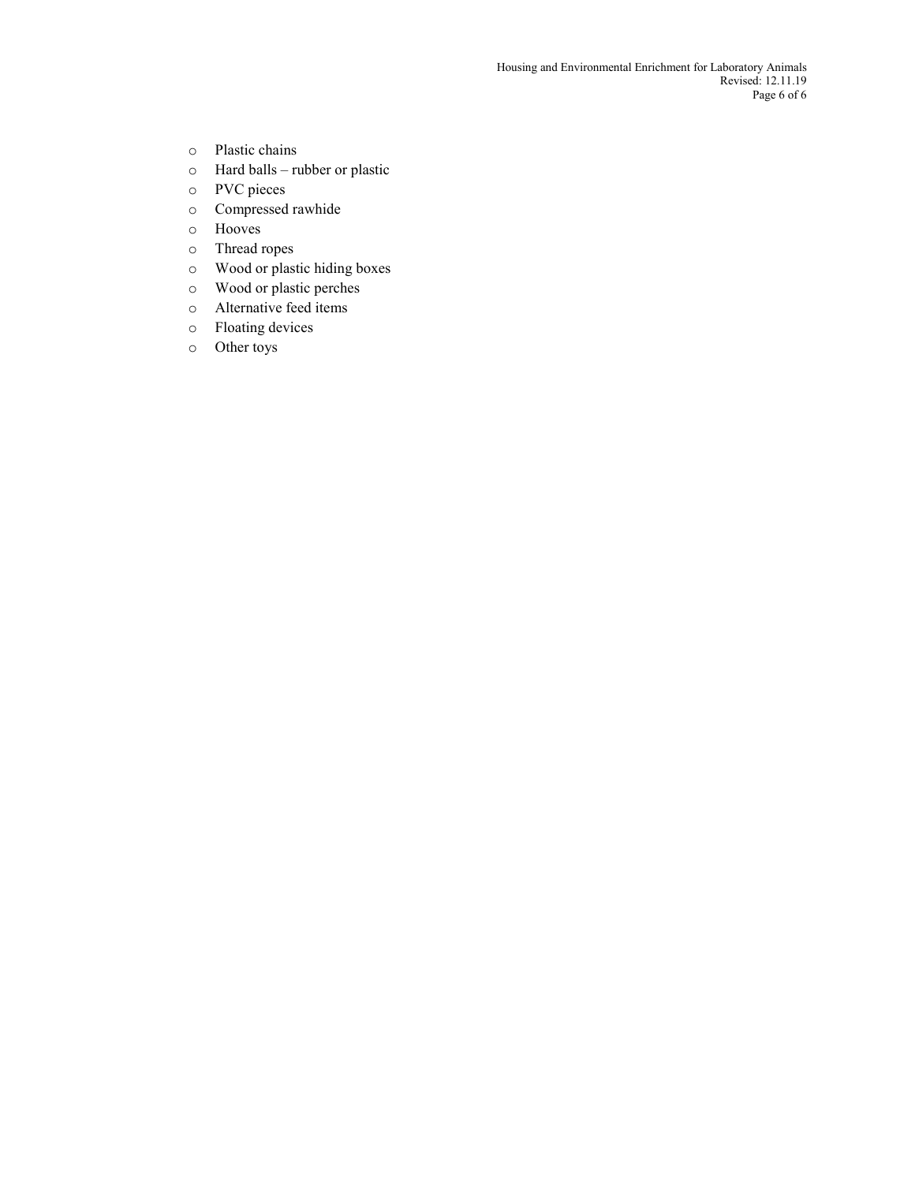- Plastic chains
- Hard balls – rubber or plastic
- PVC pieces
- Compressed rawhide
- Hooves
- Thread ropes
- Wood or plastic hiding boxes
- Wood or plastic perches
- Alternative feed items
- Floating devices
- Other toys